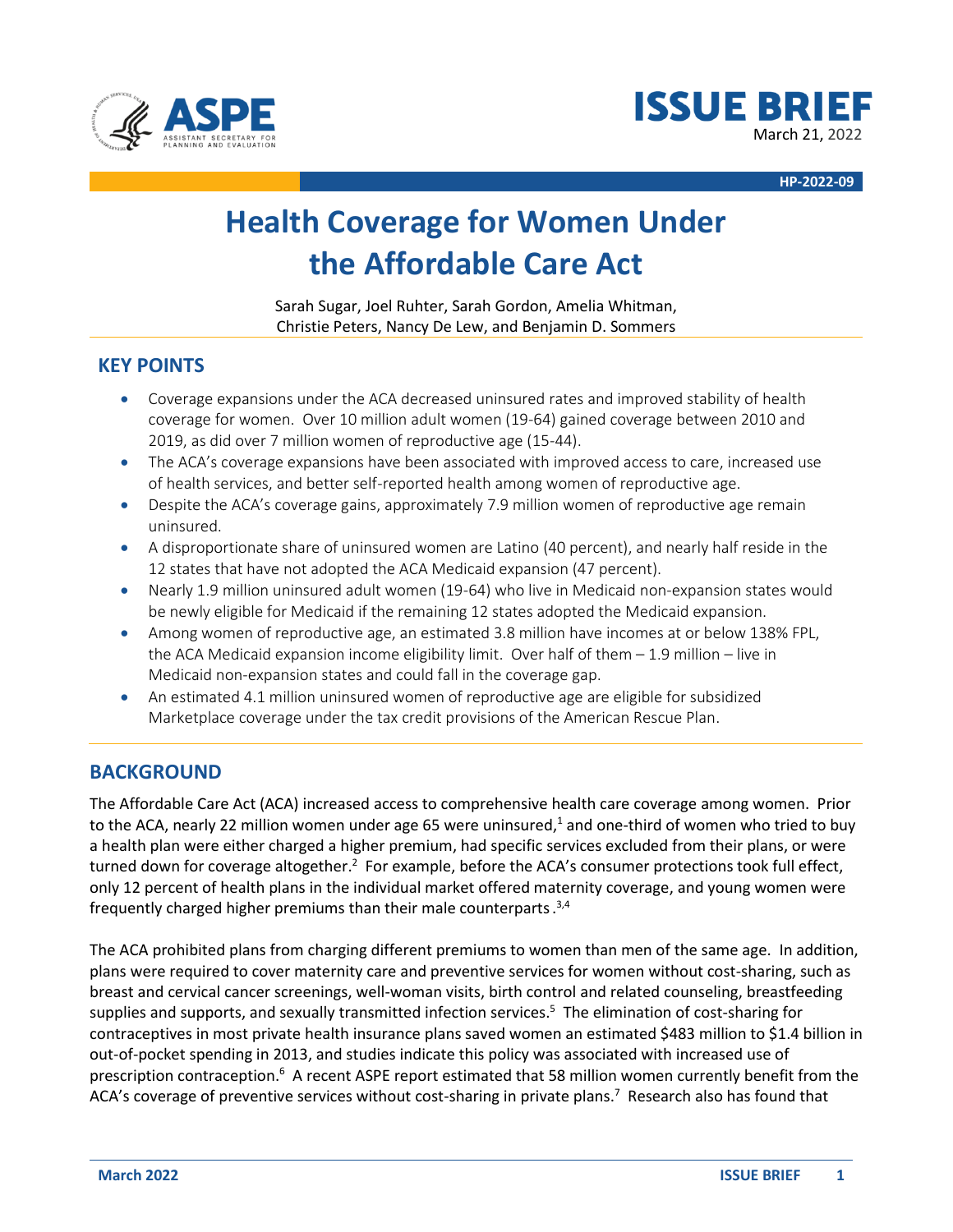ISSUE BRIEF

March 21, 2022

HP-2022-09

# Health Coverage for Women Under the Affordable Care Act

Sarah Sugar, Joel Ruhter, Sarah Gordon, Amelia Whitman, Christie Peters, Nancy De Lew, and Benjamin D. Sommers

## KEY POINTS

- Coverage expansions under the ACA decreased uninsured rates and improved stability of health coverage for women. Over 10 million adult women (19-64) gained coverage between 2010 and 2019, as did over 7 million women of reproductive age (15-44).
- The ACA's coverage expansions have been associated with improved access to care, increased use of health services, and better self-reported health among women of reproductive age.
- Despite the ACA's coverage gains, approximately 7.9 million women of reproductive age remain uninsured.
- A disproportionate share of uninsured women are Latino (40 percent), and nearly half reside in the 12 states that have not adopted the ACA Medicaid expansion (47 percent).
- Nearly 1.9 million uninsured adult women (19-64) who live in Medicaid non-expansion states would be newly eligible for Medicaid if the remaining 12 states adopted the Medicaid expansion.
- Among women of reproductive age, an estimated 3.8 million have incomes at or below 138% FPL, the ACA Medicaid expansion income eligibility limit. Over half of them – 1.9 million – live in Medicaid non-expansion states and could fall in the coverage gap.
- An estimated 4.1 million uninsured women of reproductive age are eligible for subsidized Marketplace coverage under the tax credit provisions of the American Rescue Plan.

## BACKGROUND

The Affordable Care Act (ACA) increased access to comprehensive health care coverage among women. Prior to the ACA, nearly 22 million women under age 65 were uninsured,[1] and one-third of women who tried to buy a health plan were either charged a higher premium, had specific services excluded from their plans, or were turned down for coverage altogether.[2] For example, before the ACA's consumer protections took full effect, only 12 percent of health plans in the individual market offered maternity coverage, and young women were frequently charged higher premiums than their male counterparts.[3,4]

The ACA prohibited plans from charging different premiums to women than men of the same age. In addition, plans were required to cover maternity care and preventive services for women without cost-sharing, such as breast and cervical cancer screenings, well-woman visits, birth control and related counseling, breastfeeding supplies and supports, and sexually transmitted infection services.[5] The elimination of cost-sharing for contraceptives in most private health insurance plans saved women an estimated $483 million to $1.4 billion in out-of-pocket spending in 2013, and studies indicate this policy was associated with increased use of prescription contraception.[6] A recent ASPE report estimated that 58 million women currently benefit from the ACA's coverage of preventive services without cost-sharing in private plans.[7] Research also has found that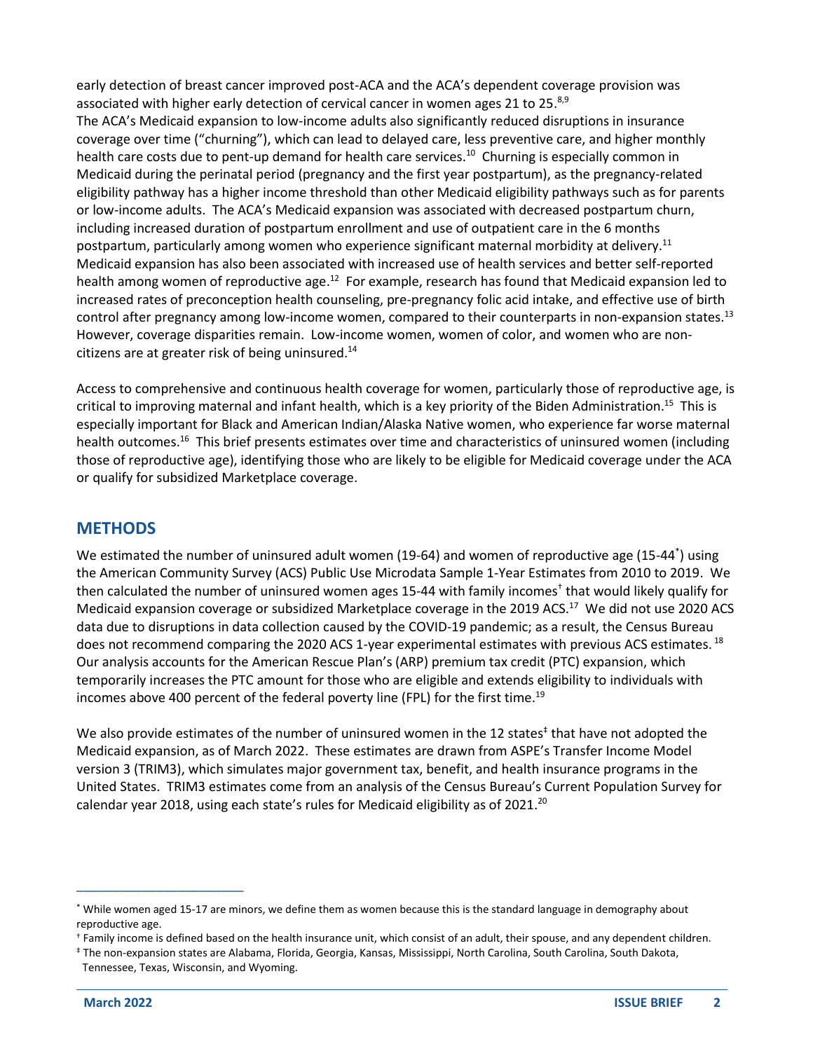early detection of breast cancer improved post-ACA and the ACA's dependent coverage provision was associated with higher early detection of cervical cancer in women ages 21 to 25.[8,9] The ACA's Medicaid expansion to low-income adults also significantly reduced disruptions in insurance coverage over time ("churning"), which can lead to delayed care, less preventive care, and higher monthly health care costs due to pent-up demand for health care services.[10] Churning is especially common in Medicaid during the perinatal period (pregnancy and the first year postpartum), as the pregnancy-related eligibility pathway has a higher income threshold than other Medicaid eligibility pathways such as for parents or low-income adults. The ACA's Medicaid expansion was associated with decreased postpartum churn, including increased duration of postpartum enrollment and use of outpatient care in the 6 months postpartum, particularly among women who experience significant maternal morbidity at delivery.[11] Medicaid expansion has also been associated with increased use of health services and better self-reported health among women of reproductive age.[12] For example, research has found that Medicaid expansion led to increased rates of preconception health counseling, pre-pregnancy folic acid intake, and effective use of birth control after pregnancy among low-income women, compared to their counterparts in non-expansion states.[13] However, coverage disparities remain. Low-income women, women of color, and women who are non-citizens are at greater risk of being uninsured.[14]

Access to comprehensive and continuous health coverage for women, particularly those of reproductive age, is critical to improving maternal and infant health, which is a key priority of the Biden Administration.[15] This is especially important for Black and American Indian/Alaska Native women, who experience far worse maternal health outcomes.[16] This brief presents estimates over time and characteristics of uninsured women (including those of reproductive age), identifying those who are likely to be eligible for Medicaid coverage under the ACA or qualify for subsidized Marketplace coverage.

## METHODS

We estimated the number of uninsured adult women (19-64) and women of reproductive age (15-44[*]) using the American Community Survey (ACS) Public Use Microdata Sample 1-Year Estimates from 2010 to 2019. We then calculated the number of uninsured women ages 15-44 with family incomes[†] that would likely qualify for Medicaid expansion coverage or subsidized Marketplace coverage in the 2019 ACS.[17] We did not use 2020 ACS data due to disruptions in data collection caused by the COVID-19 pandemic; as a result, the Census Bureau does not recommend comparing the 2020 ACS 1-year experimental estimates with previous ACS estimates.[18] Our analysis accounts for the American Rescue Plan's (ARP) premium tax credit (PTC) expansion, which temporarily increases the PTC amount for those who are eligible and extends eligibility to individuals with incomes above 400 percent of the federal poverty line (FPL) for the first time.[19]

We also provide estimates of the number of uninsured women in the 12 states[‡] that have not adopted the Medicaid expansion, as of March 2022. These estimates are drawn from ASPE's Transfer Income Model version 3 (TRIM3), which simulates major government tax, benefit, and health insurance programs in the United States. TRIM3 estimates come from an analysis of the Census Bureau's Current Population Survey for calendar year 2018, using each state's rules for Medicaid eligibility as of 2021.[20]

---

[*] While women aged 15-17 are minors, we define them as women because this is the standard language in demography about reproductive age.

[†] Family income is defined based on the health insurance unit, which consist of an adult, their spouse, and any dependent children.

[‡] The non-expansion states are Alabama, Florida, Georgia, Kansas, Mississippi, North Carolina, South Carolina, South Dakota, Tennessee, Texas, Wisconsin, and Wyoming.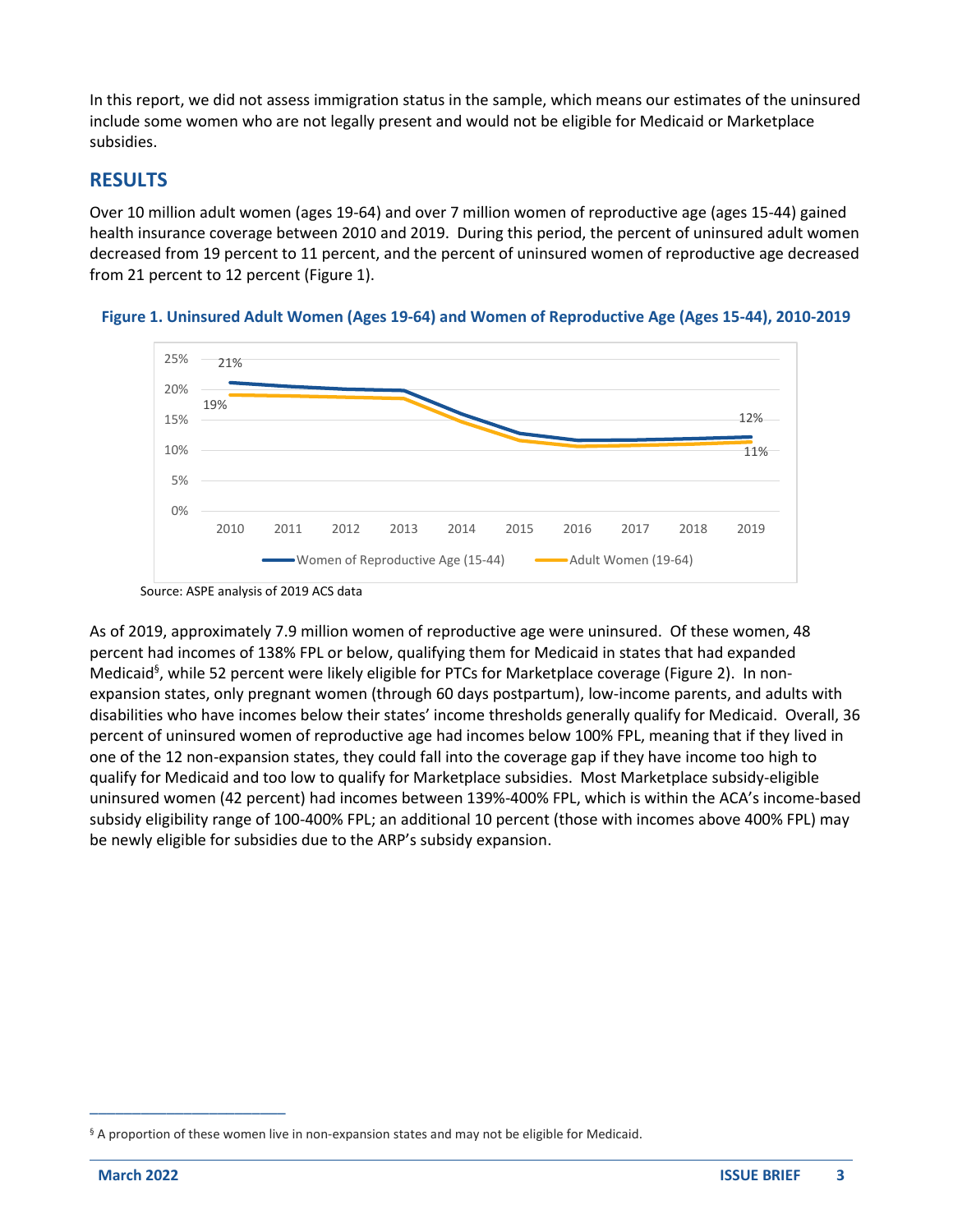In this report, we did not assess immigration status in the sample, which means our estimates of the uninsured include some women who are not legally present and would not be eligible for Medicaid or Marketplace subsidies.

## RESULTS

Over 10 million adult women (ages 19-64) and over 7 million women of reproductive age (ages 15-44) gained health insurance coverage between 2010 and 2019. During this period, the percent of uninsured adult women decreased from 19 percent to 11 percent, and the percent of uninsured women of reproductive age decreased from 21 percent to 12 percent (Figure 1).

**Figure 1. Uninsured Adult Women (Ages 19-64) and Women of Reproductive Age (Ages 15-44), 2010-2019**

25%
20%
15%
10%
5%
0%

21%
19%
12%
11%

2010 2011 2012 2013 2014 2015 2016 2017 2018 2019

Women of Reproductive Age (15-44)
Adult Women (19-64)

Source: ASPE analysis of 2019 ACS data

As of 2019, approximately 7.9 million women of reproductive age were uninsured. Of these women, 48 percent had incomes of 138% FPL or below, qualifying them for Medicaid in states that had expanded Medicaid[§], while 52 percent were likely eligible for PTCs for Marketplace coverage (Figure 2). In non-expansion states, only pregnant women (through 60 days postpartum), low-income parents, and adults with disabilities who have incomes below their states' income thresholds generally qualify for Medicaid. Overall, 36 percent of uninsured women of reproductive age had incomes below 100% FPL, meaning that if they lived in one of the 12 non-expansion states, they could fall into the coverage gap if they have income too high to qualify for Medicaid and too low to qualify for Marketplace subsidies. Most Marketplace subsidy-eligible uninsured women (42 percent) had incomes between 139%-400% FPL, which is within the ACA's income-based subsidy eligibility range of 100-400% FPL; an additional 10 percent (those with incomes above 400% FPL) may be newly eligible for subsidies due to the ARP's subsidy expansion.

---

[§] A proportion of these women live in non-expansion states and may not be eligible for Medicaid.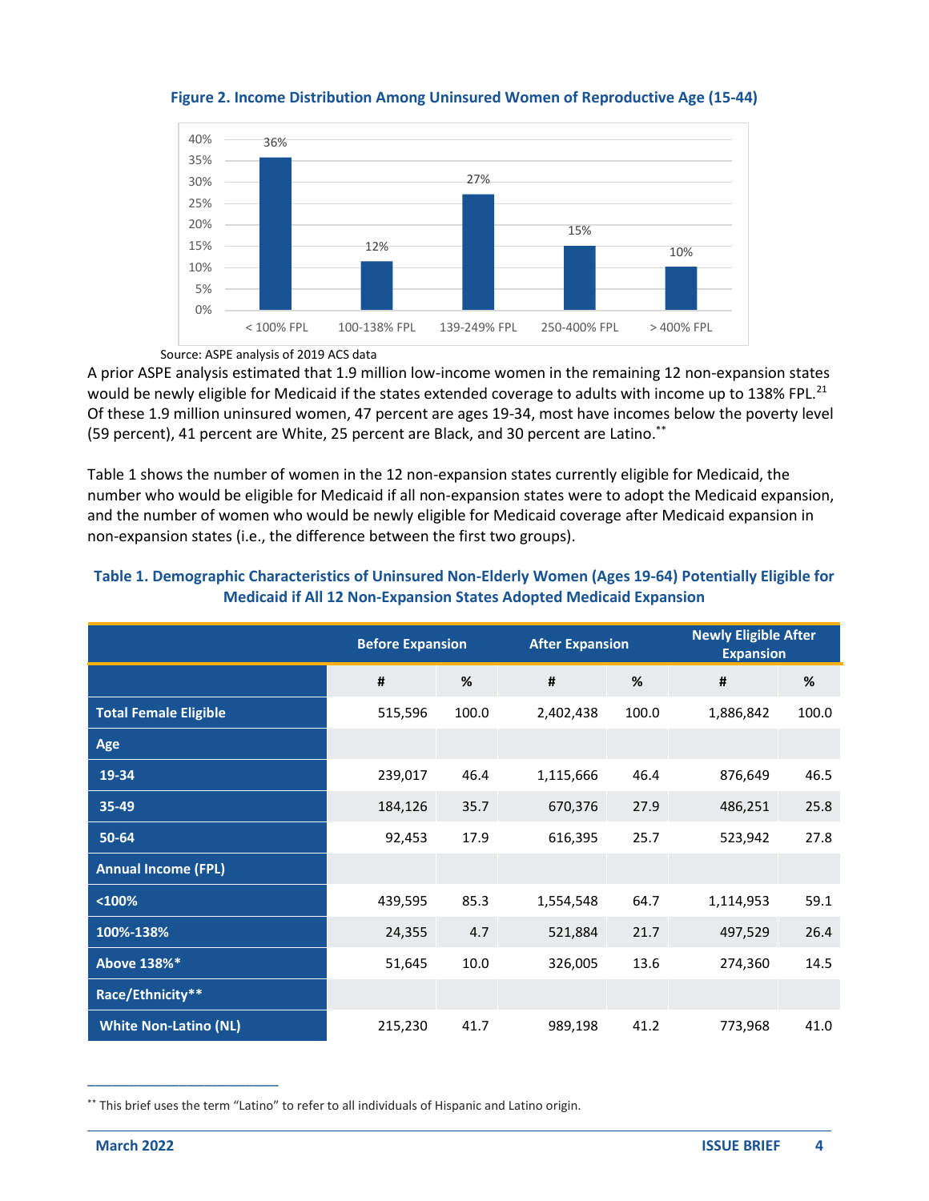**Figure 2. Income Distribution Among Uninsured Women of Reproductive Age (15-44)**

40%
35%
30%
25%
20%
15%
10%
5%
0%

36%
12%
27%
15%
10%

< 100% FPL
100-138% FPL
139-249% FPL
250-400% FPL
> 400% FPL

Source: ASPE analysis of 2019 ACS data

A prior ASPE analysis estimated that 1.9 million low-income women in the remaining 12 non-expansion states would be newly eligible for Medicaid if the states extended coverage to adults with income up to 138% FPL.[21] Of these 1.9 million uninsured women, 47 percent are ages 19-34, most have incomes below the poverty level (59 percent), 41 percent are White, 25 percent are Black, and 30 percent are Latino.[**]

Table 1 shows the number of women in the 12 non-expansion states currently eligible for Medicaid, the number who would be eligible for Medicaid if all non-expansion states were to adopt the Medicaid expansion, and the number of women who would be newly eligible for Medicaid coverage after Medicaid expansion in non-expansion states (i.e., the difference between the first two groups).

**Table 1. Demographic Characteristics of Uninsured Non-Elderly Women (Ages 19-64) Potentially Eligible for Medicaid if All 12 Non-Expansion States Adopted Medicaid Expansion**

| | Before Expansion | | After Expansion | | Newly Eligible After Expansion | |
|---|---|---|---|---|---|---|
| | # | % | # | % | # | % |
| **Total Female Eligible** | 515,596 | 100.0 | 2,402,438 | 100.0 | 1,886,842 | 100.0 |
| **Age** | | | | | | |
| **19-34** | 239,017 | 46.4 | 1,115,666 | 46.4 | 876,649 | 46.5 |
| **35-49** | 184,126 | 35.7 | 670,376 | 27.9 | 486,251 | 25.8 |
| **50-64** | 92,453 | 17.9 | 616,395 | 25.7 | 523,942 | 27.8 |
| **Annual Income (FPL)** | | | | | | |
| **<100%** | 439,595 | 85.3 | 1,554,548 | 64.7 | 1,114,953 | 59.1 |
| **100%-138%** | 24,355 | 4.7 | 521,884 | 21.7 | 497,529 | 26.4 |
| **Above 138%*** | 51,645 | 10.0 | 326,005 | 13.6 | 274,360 | 14.5 |
| **Race/Ethnicity**** | | | | | | |
| **White Non-Latino (NL)** | 215,230 | 41.7 | 989,198 | 41.2 | 773,968 | 41.0 |

[**] This brief uses the term "Latino" to refer to all individuals of Hispanic and Latino origin.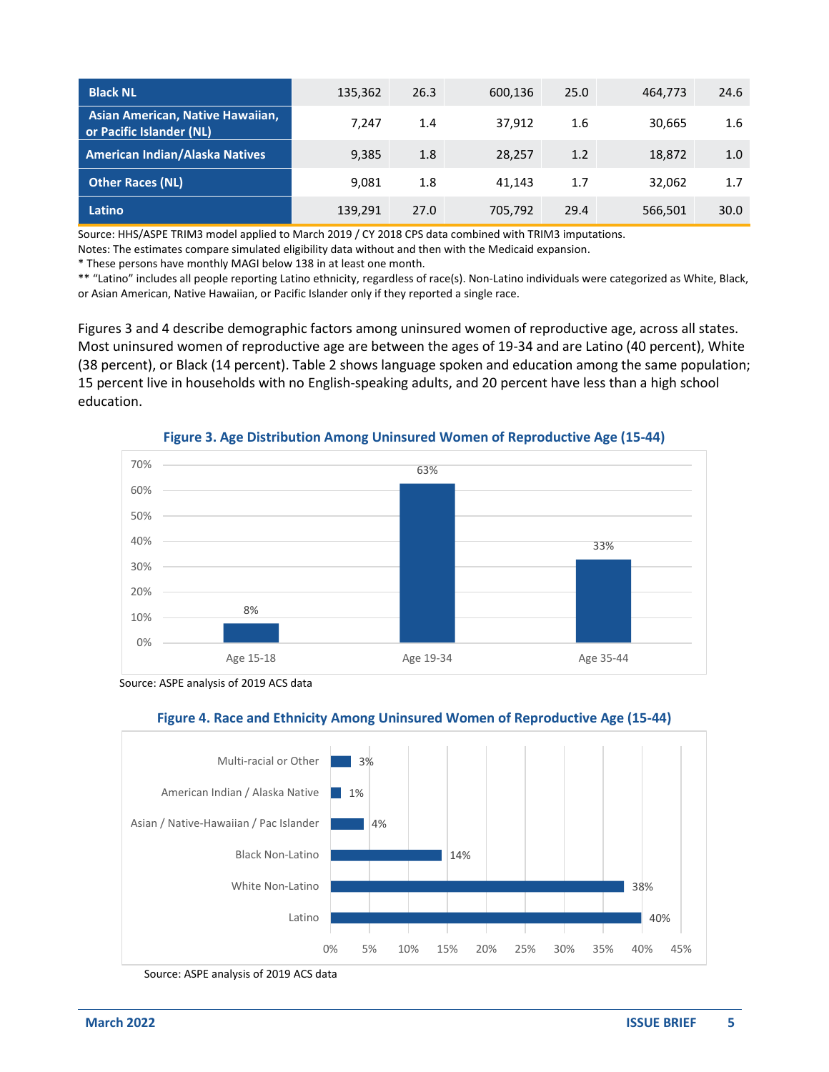| Black NL | 135,362 | 26.3 | 600,136 | 25.0 | 464,773 | 24.6 |
|---|---|---|---|---|---|---|
| Asian American, Native Hawaiian, or Pacific Islander (NL) | 7,247 | 1.4 | 37,912 | 1.6 | 30,665 | 1.6 |
| American Indian/Alaska Natives | 9,385 | 1.8 | 28,257 | 1.2 | 18,872 | 1.0 |
| Other Races (NL) | 9,081 | 1.8 | 41,143 | 1.7 | 32,062 | 1.7 |
| Latino | 139,291 | 27.0 | 705,792 | 29.4 | 566,501 | 30.0 |

Source: HHS/ASPE TRIM3 model applied to March 2019 / CY 2018 CPS data combined with TRIM3 imputations.
Notes: The estimates compare simulated eligibility data without and then with the Medicaid expansion.
* These persons have monthly MAGI below 138 in at least one month.
** "Latino" includes all people reporting Latino ethnicity, regardless of race(s). Non-Latino individuals were categorized as White, Black, or Asian American, Native Hawaiian, or Pacific Islander only if they reported a single race.

Figures 3 and 4 describe demographic factors among uninsured women of reproductive age, across all states. Most uninsured women of reproductive age are between the ages of 19-34 and are Latino (40 percent), White (38 percent), or Black (14 percent). Table 2 shows language spoken and education among the same population; 15 percent live in households with no English-speaking adults, and 20 percent have less than a high school education.

**Figure 3. Age Distribution Among Uninsured Women of Reproductive Age (15-44)**

| Age group | Percent |
|---|---|
| Age 15-18 | 8% |
| Age 19-34 | 63% |
| Age 35-44 | 33% |

Source: ASPE analysis of 2019 ACS data

**Figure 4. Race and Ethnicity Among Uninsured Women of Reproductive Age (15-44)**

| Race/Ethnicity | Percent |
|---|---|
| Multi-racial or Other | 3% |
| American Indian / Alaska Native | 1% |
| Asian / Native-Hawaiian / Pac Islander | 4% |
| Black Non-Latino | 14% |
| White Non-Latino | 38% |
| Latino | 40% |

Source: ASPE analysis of 2019 ACS data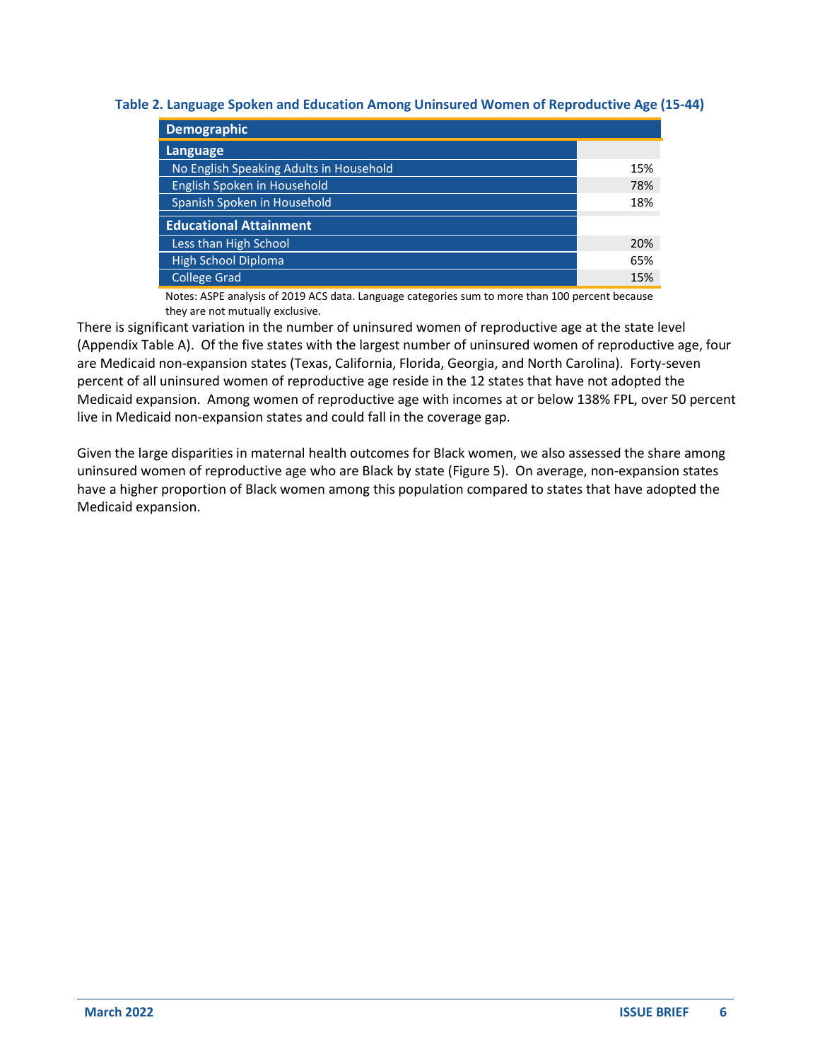**Table 2. Language Spoken and Education Among Uninsured Women of Reproductive Age (15-44)**

| Demographic | |
|---|---|
| **Language** | |
| No English Speaking Adults in Household | 15% |
| English Spoken in Household | 78% |
| Spanish Spoken in Household | 18% |
| **Educational Attainment** | |
| Less than High School | 20% |
| High School Diploma | 65% |
| College Grad | 15% |

Notes: ASPE analysis of 2019 ACS data. Language categories sum to more than 100 percent because they are not mutually exclusive.

There is significant variation in the number of uninsured women of reproductive age at the state level (Appendix Table A). Of the five states with the largest number of uninsured women of reproductive age, four are Medicaid non-expansion states (Texas, California, Florida, Georgia, and North Carolina). Forty-seven percent of all uninsured women of reproductive age reside in the 12 states that have not adopted the Medicaid expansion. Among women of reproductive age with incomes at or below 138% FPL, over 50 percent live in Medicaid non-expansion states and could fall in the coverage gap.

Given the large disparities in maternal health outcomes for Black women, we also assessed the share among uninsured women of reproductive age who are Black by state (Figure 5). On average, non-expansion states have a higher proportion of Black women among this population compared to states that have adopted the Medicaid expansion.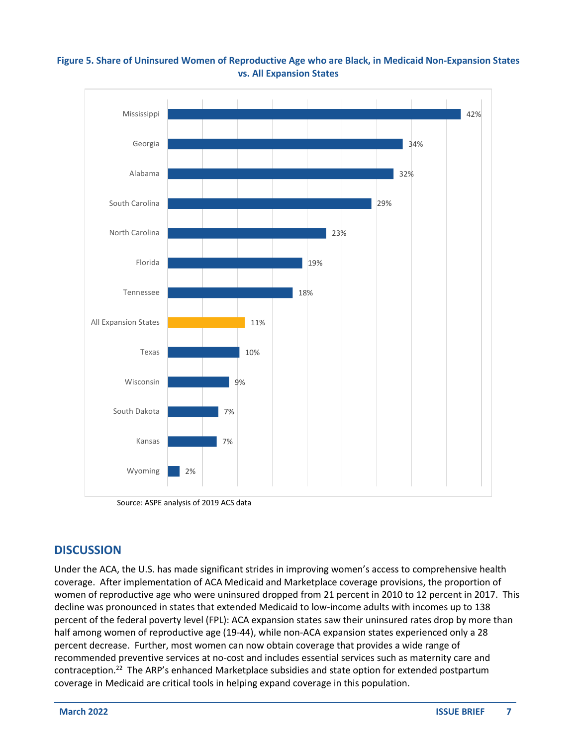**Figure 5. Share of Uninsured Women of Reproductive Age who are Black, in Medicaid Non-Expansion States vs. All Expansion States**

Mississippi 42%
Georgia 34%
Alabama 32%
South Carolina 29%
North Carolina 23%
Florida 19%
Tennessee 18%
All Expansion States 11%
Texas 10%
Wisconsin 9%
South Dakota 7%
Kansas 7%
Wyoming 2%

Source: ASPE analysis of 2019 ACS data

## DISCUSSION

Under the ACA, the U.S. has made significant strides in improving women's access to comprehensive health coverage. After implementation of ACA Medicaid and Marketplace coverage provisions, the proportion of women of reproductive age who were uninsured dropped from 21 percent in 2010 to 12 percent in 2017. This decline was pronounced in states that extended Medicaid to low-income adults with incomes up to 138 percent of the federal poverty level (FPL): ACA expansion states saw their uninsured rates drop by more than half among women of reproductive age (19-44), while non-ACA expansion states experienced only a 28 percent decrease. Further, most women can now obtain coverage that provides a wide range of recommended preventive services at no-cost and includes essential services such as maternity care and contraception.[22] The ARP's enhanced Marketplace subsidies and state option for extended postpartum coverage in Medicaid are critical tools in helping expand coverage in this population.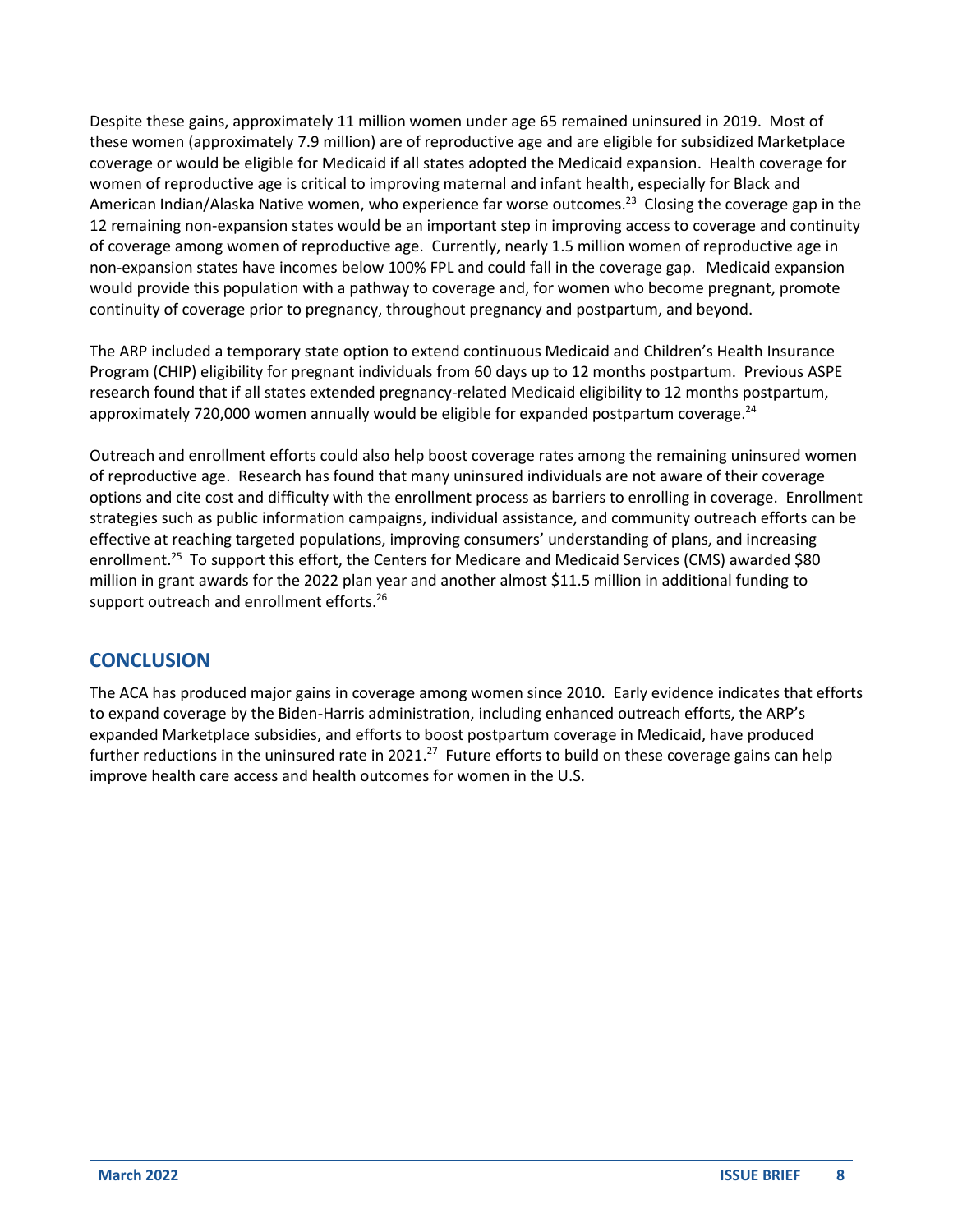Despite these gains, approximately 11 million women under age 65 remained uninsured in 2019. Most of these women (approximately 7.9 million) are of reproductive age and are eligible for subsidized Marketplace coverage or would be eligible for Medicaid if all states adopted the Medicaid expansion. Health coverage for women of reproductive age is critical to improving maternal and infant health, especially for Black and American Indian/Alaska Native women, who experience far worse outcomes.[23] Closing the coverage gap in the 12 remaining non-expansion states would be an important step in improving access to coverage and continuity of coverage among women of reproductive age. Currently, nearly 1.5 million women of reproductive age in non-expansion states have incomes below 100% FPL and could fall in the coverage gap. Medicaid expansion would provide this population with a pathway to coverage and, for women who become pregnant, promote continuity of coverage prior to pregnancy, throughout pregnancy and postpartum, and beyond.

The ARP included a temporary state option to extend continuous Medicaid and Children's Health Insurance Program (CHIP) eligibility for pregnant individuals from 60 days up to 12 months postpartum. Previous ASPE research found that if all states extended pregnancy-related Medicaid eligibility to 12 months postpartum, approximately 720,000 women annually would be eligible for expanded postpartum coverage.[24]

Outreach and enrollment efforts could also help boost coverage rates among the remaining uninsured women of reproductive age. Research has found that many uninsured individuals are not aware of their coverage options and cite cost and difficulty with the enrollment process as barriers to enrolling in coverage. Enrollment strategies such as public information campaigns, individual assistance, and community outreach efforts can be effective at reaching targeted populations, improving consumers' understanding of plans, and increasing enrollment.[25] To support this effort, the Centers for Medicare and Medicaid Services (CMS) awarded $80 million in grant awards for the 2022 plan year and another almost $11.5 million in additional funding to support outreach and enrollment efforts.[26]

## CONCLUSION

The ACA has produced major gains in coverage among women since 2010. Early evidence indicates that efforts to expand coverage by the Biden-Harris administration, including enhanced outreach efforts, the ARP's expanded Marketplace subsidies, and efforts to boost postpartum coverage in Medicaid, have produced further reductions in the uninsured rate in 2021.[27] Future efforts to build on these coverage gains can help improve health care access and health outcomes for women in the U.S.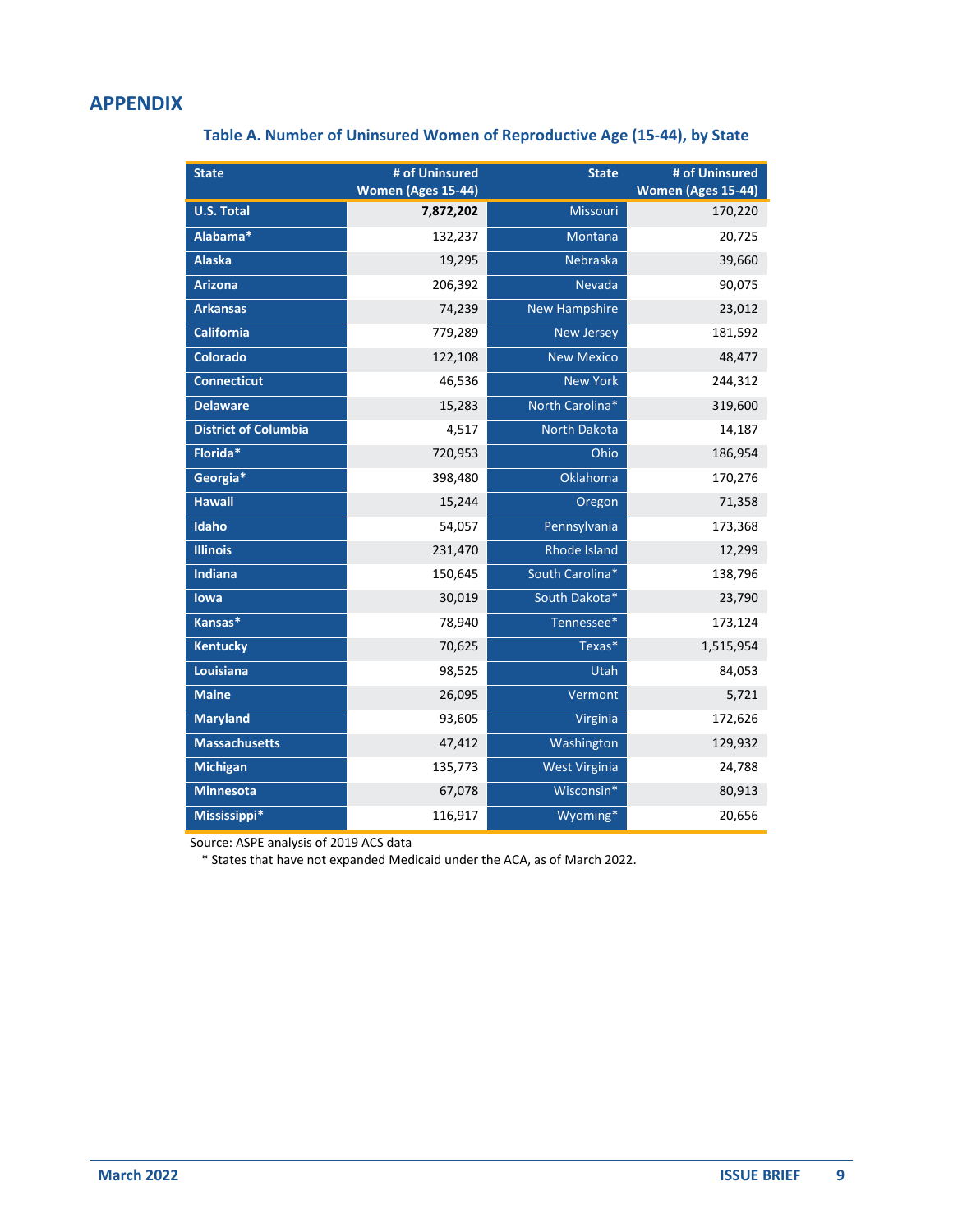## APPENDIX

**Table A. Number of Uninsured Women of Reproductive Age (15-44), by State**

| State | # of Uninsured Women (Ages 15-44) | State | # of Uninsured Women (Ages 15-44) |
|---|---|---|---|
| **U.S. Total** | **7,872,202** | Missouri | 170,220 |
| Alabama* | 132,237 | Montana | 20,725 |
| Alaska | 19,295 | Nebraska | 39,660 |
| Arizona | 206,392 | Nevada | 90,075 |
| Arkansas | 74,239 | New Hampshire | 23,012 |
| California | 779,289 | New Jersey | 181,592 |
| Colorado | 122,108 | New Mexico | 48,477 |
| Connecticut | 46,536 | New York | 244,312 |
| Delaware | 15,283 | North Carolina* | 319,600 |
| District of Columbia | 4,517 | North Dakota | 14,187 |
| Florida* | 720,953 | Ohio | 186,954 |
| Georgia* | 398,480 | Oklahoma | 170,276 |
| Hawaii | 15,244 | Oregon | 71,358 |
| Idaho | 54,057 | Pennsylvania | 173,368 |
| Illinois | 231,470 | Rhode Island | 12,299 |
| Indiana | 150,645 | South Carolina* | 138,796 |
| Iowa | 30,019 | South Dakota* | 23,790 |
| Kansas* | 78,940 | Tennessee* | 173,124 |
| Kentucky | 70,625 | Texas* | 1,515,954 |
| Louisiana | 98,525 | Utah | 84,053 |
| Maine | 26,095 | Vermont | 5,721 |
| Maryland | 93,605 | Virginia | 172,626 |
| Massachusetts | 47,412 | Washington | 129,932 |
| Michigan | 135,773 | West Virginia | 24,788 |
| Minnesota | 67,078 | Wisconsin* | 80,913 |
| Mississippi* | 116,917 | Wyoming* | 20,656 |

Source: ASPE analysis of 2019 ACS data

\* States that have not expanded Medicaid under the ACA, as of March 2022.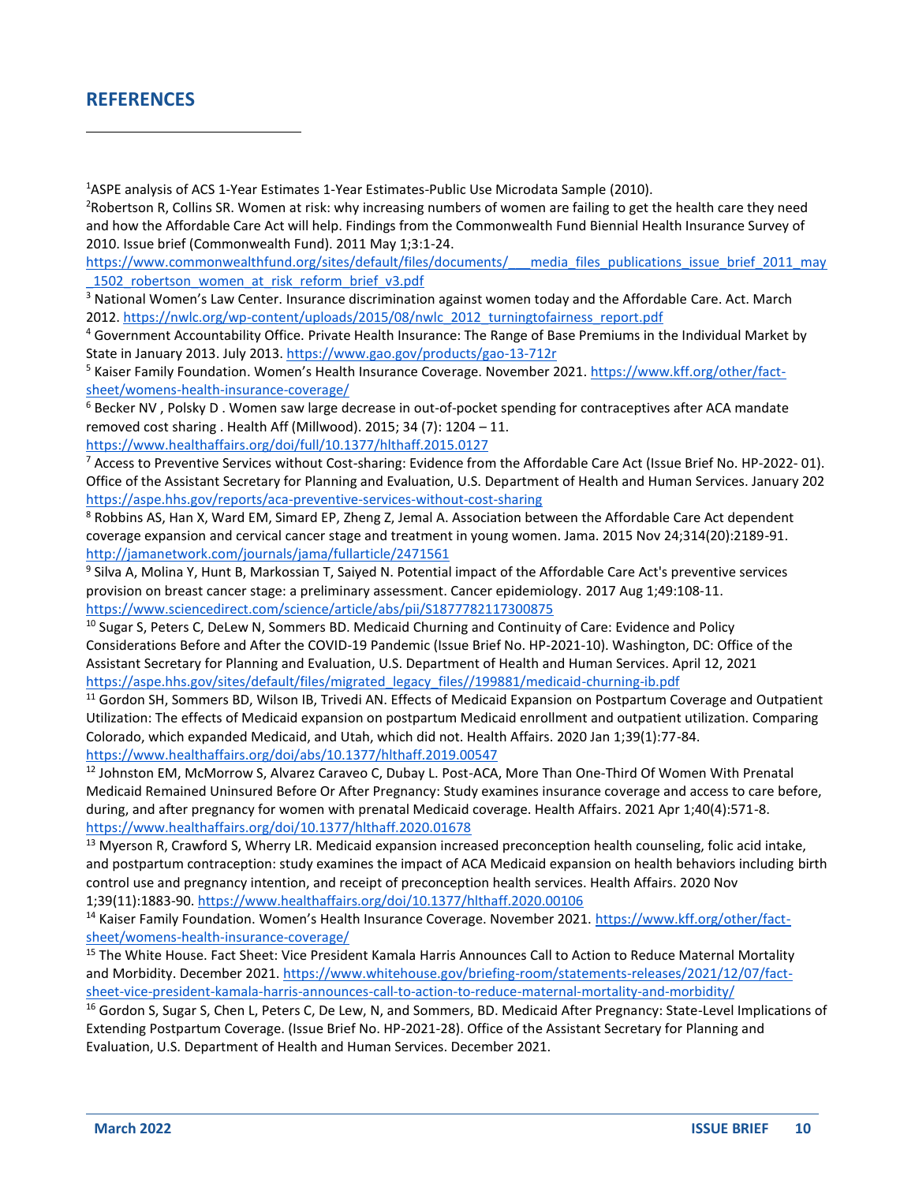## REFERENCES

[1]ASPE analysis of ACS 1-Year Estimates 1-Year Estimates-Public Use Microdata Sample (2010).

[2]Robertson R, Collins SR. Women at risk: why increasing numbers of women are failing to get the health care they need and how the Affordable Care Act will help. Findings from the Commonwealth Fund Biennial Health Insurance Survey of 2010. Issue brief (Commonwealth Fund). 2011 May 1;3:1-24. https://www.commonwealthfund.org/sites/default/files/documents/___media_files_publications_issue_brief_2011_may_1502_robertson_women_at_risk_reform_brief_v3.pdf

[3] National Women's Law Center. Insurance discrimination against women today and the Affordable Care. Act. March 2012. https://nwlc.org/wp-content/uploads/2015/08/nwlc_2012_turningtofairness_report.pdf

[4] Government Accountability Office. Private Health Insurance: The Range of Base Premiums in the Individual Market by State in January 2013. July 2013. https://www.gao.gov/products/gao-13-712r

[5] Kaiser Family Foundation. Women's Health Insurance Coverage. November 2021. https://www.kff.org/other/fact-sheet/womens-health-insurance-coverage/

[6] Becker NV , Polsky D . Women saw large decrease in out-of-pocket spending for contraceptives after ACA mandate removed cost sharing . Health Aff (Millwood). 2015; 34 (7): 1204 – 11. https://www.healthaffairs.org/doi/full/10.1377/hlthaff.2015.0127

[7] Access to Preventive Services without Cost-sharing: Evidence from the Affordable Care Act (Issue Brief No. HP-2022- 01). Office of the Assistant Secretary for Planning and Evaluation, U.S. Department of Health and Human Services. January 202 https://aspe.hhs.gov/reports/aca-preventive-services-without-cost-sharing

[8] Robbins AS, Han X, Ward EM, Simard EP, Zheng Z, Jemal A. Association between the Affordable Care Act dependent coverage expansion and cervical cancer stage and treatment in young women. Jama. 2015 Nov 24;314(20):2189-91. http://jamanetwork.com/journals/jama/fullarticle/2471561

[9] Silva A, Molina Y, Hunt B, Markossian T, Saiyed N. Potential impact of the Affordable Care Act's preventive services provision on breast cancer stage: a preliminary assessment. Cancer epidemiology. 2017 Aug 1;49:108-11. https://www.sciencedirect.com/science/article/abs/pii/S1877782117300875

[10] Sugar S, Peters C, DeLew N, Sommers BD. Medicaid Churning and Continuity of Care: Evidence and Policy Considerations Before and After the COVID-19 Pandemic (Issue Brief No. HP-2021-10). Washington, DC: Office of the Assistant Secretary for Planning and Evaluation, U.S. Department of Health and Human Services. April 12, 2021 https://aspe.hhs.gov/sites/default/files/migrated_legacy_files//199881/medicaid-churning-ib.pdf

[11] Gordon SH, Sommers BD, Wilson IB, Trivedi AN. Effects of Medicaid Expansion on Postpartum Coverage and Outpatient Utilization: The effects of Medicaid expansion on postpartum Medicaid enrollment and outpatient utilization. Comparing Colorado, which expanded Medicaid, and Utah, which did not. Health Affairs. 2020 Jan 1;39(1):77-84. https://www.healthaffairs.org/doi/abs/10.1377/hlthaff.2019.00547

[12] Johnston EM, McMorrow S, Alvarez Caraveo C, Dubay L. Post-ACA, More Than One-Third Of Women With Prenatal Medicaid Remained Uninsured Before Or After Pregnancy: Study examines insurance coverage and access to care before, during, and after pregnancy for women with prenatal Medicaid coverage. Health Affairs. 2021 Apr 1;40(4):571-8. https://www.healthaffairs.org/doi/10.1377/hlthaff.2020.01678

[13] Myerson R, Crawford S, Wherry LR. Medicaid expansion increased preconception health counseling, folic acid intake, and postpartum contraception: study examines the impact of ACA Medicaid expansion on health behaviors including birth control use and pregnancy intention, and receipt of preconception health services. Health Affairs. 2020 Nov 1;39(11):1883-90. https://www.healthaffairs.org/doi/10.1377/hlthaff.2020.00106

[14] Kaiser Family Foundation. Women's Health Insurance Coverage. November 2021. https://www.kff.org/other/fact-sheet/womens-health-insurance-coverage/

[15] The White House. Fact Sheet: Vice President Kamala Harris Announces Call to Action to Reduce Maternal Mortality and Morbidity. December 2021. https://www.whitehouse.gov/briefing-room/statements-releases/2021/12/07/fact-sheet-vice-president-kamala-harris-announces-call-to-action-to-reduce-maternal-mortality-and-morbidity/

[16] Gordon S, Sugar S, Chen L, Peters C, De Lew, N, and Sommers, BD. Medicaid After Pregnancy: State-Level Implications of Extending Postpartum Coverage. (Issue Brief No. HP-2021-28). Office of the Assistant Secretary for Planning and Evaluation, U.S. Department of Health and Human Services. December 2021.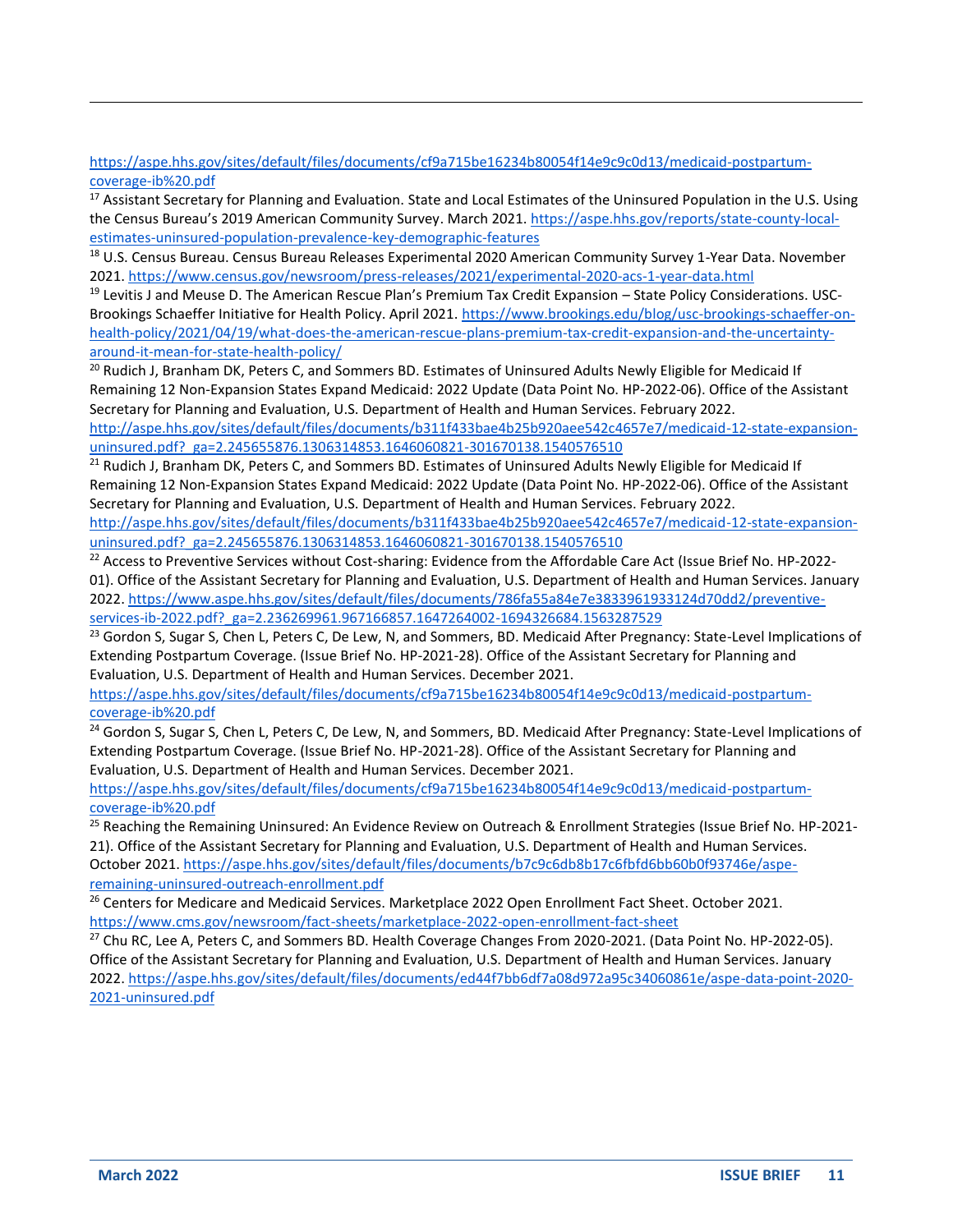https://aspe.hhs.gov/sites/default/files/documents/cf9a715be16234b80054f14e9c9c0d13/medicaid-postpartum-coverage-ib%20.pdf

[17] Assistant Secretary for Planning and Evaluation. State and Local Estimates of the Uninsured Population in the U.S. Using the Census Bureau's 2019 American Community Survey. March 2021. https://aspe.hhs.gov/reports/state-county-local-estimates-uninsured-population-prevalence-key-demographic-features

[18] U.S. Census Bureau. Census Bureau Releases Experimental 2020 American Community Survey 1-Year Data. November 2021. https://www.census.gov/newsroom/press-releases/2021/experimental-2020-acs-1-year-data.html

[19] Levitis J and Meuse D. The American Rescue Plan's Premium Tax Credit Expansion – State Policy Considerations. USC-Brookings Schaeffer Initiative for Health Policy. April 2021. https://www.brookings.edu/blog/usc-brookings-schaeffer-on-health-policy/2021/04/19/what-does-the-american-rescue-plans-premium-tax-credit-expansion-and-the-uncertainty-around-it-mean-for-state-health-policy/

[20] Rudich J, Branham DK, Peters C, and Sommers BD. Estimates of Uninsured Adults Newly Eligible for Medicaid If Remaining 12 Non-Expansion States Expand Medicaid: 2022 Update (Data Point No. HP-2022-06). Office of the Assistant Secretary for Planning and Evaluation, U.S. Department of Health and Human Services. February 2022. http://aspe.hhs.gov/sites/default/files/documents/b311f433bae4b25b920aee542c4657e7/medicaid-12-state-expansion-uninsured.pdf?_ga=2.245655876.1306314853.1646060821-301670138.1540576510

[21] Rudich J, Branham DK, Peters C, and Sommers BD. Estimates of Uninsured Adults Newly Eligible for Medicaid If Remaining 12 Non-Expansion States Expand Medicaid: 2022 Update (Data Point No. HP-2022-06). Office of the Assistant Secretary for Planning and Evaluation, U.S. Department of Health and Human Services. February 2022. http://aspe.hhs.gov/sites/default/files/documents/b311f433bae4b25b920aee542c4657e7/medicaid-12-state-expansion-uninsured.pdf?_ga=2.245655876.1306314853.1646060821-301670138.1540576510

[22] Access to Preventive Services without Cost-sharing: Evidence from the Affordable Care Act (Issue Brief No. HP-2022-01). Office of the Assistant Secretary for Planning and Evaluation, U.S. Department of Health and Human Services. January 2022. https://www.aspe.hhs.gov/sites/default/files/documents/786fa55a84e7e3833961933124d70dd2/preventive-services-ib-2022.pdf?_ga=2.236269961.967166857.1647264002-1694326684.1563287529

[23] Gordon S, Sugar S, Chen L, Peters C, De Lew, N, and Sommers, BD. Medicaid After Pregnancy: State-Level Implications of Extending Postpartum Coverage. (Issue Brief No. HP-2021-28). Office of the Assistant Secretary for Planning and Evaluation, U.S. Department of Health and Human Services. December 2021. https://aspe.hhs.gov/sites/default/files/documents/cf9a715be16234b80054f14e9c9c0d13/medicaid-postpartum-coverage-ib%20.pdf

[24] Gordon S, Sugar S, Chen L, Peters C, De Lew, N, and Sommers, BD. Medicaid After Pregnancy: State-Level Implications of Extending Postpartum Coverage. (Issue Brief No. HP-2021-28). Office of the Assistant Secretary for Planning and Evaluation, U.S. Department of Health and Human Services. December 2021. https://aspe.hhs.gov/sites/default/files/documents/cf9a715be16234b80054f14e9c9c0d13/medicaid-postpartum-coverage-ib%20.pdf

[25] Reaching the Remaining Uninsured: An Evidence Review on Outreach & Enrollment Strategies (Issue Brief No. HP-2021-21). Office of the Assistant Secretary for Planning and Evaluation, U.S. Department of Health and Human Services. October 2021. https://aspe.hhs.gov/sites/default/files/documents/b7c9c6db8b17c6fbfd6bb60b0f93746e/aspe-remaining-uninsured-outreach-enrollment.pdf

[26] Centers for Medicare and Medicaid Services. Marketplace 2022 Open Enrollment Fact Sheet. October 2021. https://www.cms.gov/newsroom/fact-sheets/marketplace-2022-open-enrollment-fact-sheet

[27] Chu RC, Lee A, Peters C, and Sommers BD. Health Coverage Changes From 2020-2021. (Data Point No. HP-2022-05). Office of the Assistant Secretary for Planning and Evaluation, U.S. Department of Health and Human Services. January 2022. https://aspe.hhs.gov/sites/default/files/documents/ed44f7bb6df7a08d972a95c34060861e/aspe-data-point-2020-2021-uninsured.pdf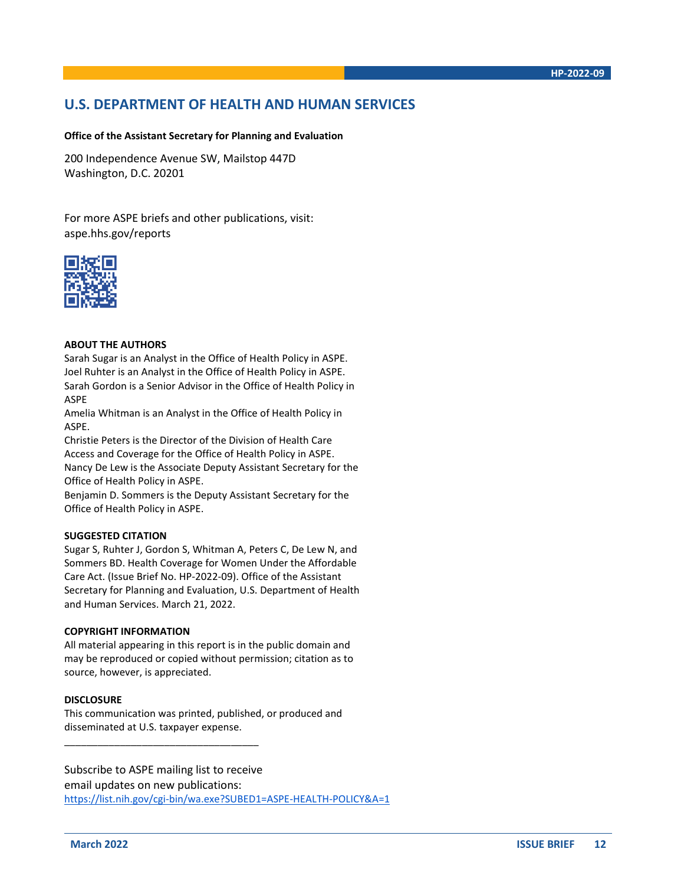**HP-2022-09**

## U.S. DEPARTMENT OF HEALTH AND HUMAN SERVICES

**Office of the Assistant Secretary for Planning and Evaluation**

200 Independence Avenue SW, Mailstop 447D
Washington, D.C. 20201

For more ASPE briefs and other publications, visit:
aspe.hhs.gov/reports

**ABOUT THE AUTHORS**

Sarah Sugar is an Analyst in the Office of Health Policy in ASPE.
Joel Ruhter is an Analyst in the Office of Health Policy in ASPE.
Sarah Gordon is a Senior Advisor in the Office of Health Policy in ASPE
Amelia Whitman is an Analyst in the Office of Health Policy in ASPE.
Christie Peters is the Director of the Division of Health Care Access and Coverage for the Office of Health Policy in ASPE.
Nancy De Lew is the Associate Deputy Assistant Secretary for the Office of Health Policy in ASPE.
Benjamin D. Sommers is the Deputy Assistant Secretary for the Office of Health Policy in ASPE.

**SUGGESTED CITATION**

Sugar S, Ruhter J, Gordon S, Whitman A, Peters C, De Lew N, and Sommers BD. Health Coverage for Women Under the Affordable Care Act. (Issue Brief No. HP-2022-09). Office of the Assistant Secretary for Planning and Evaluation, U.S. Department of Health and Human Services. March 21, 2022.

**COPYRIGHT INFORMATION**

All material appearing in this report is in the public domain and may be reproduced or copied without permission; citation as to source, however, is appreciated.

**DISCLOSURE**

This communication was printed, published, or produced and disseminated at U.S. taxpayer expense.

---

Subscribe to ASPE mailing list to receive email updates on new publications:
https://list.nih.gov/cgi-bin/wa.exe?SUBED1=ASPE-HEALTH-POLICY&A=1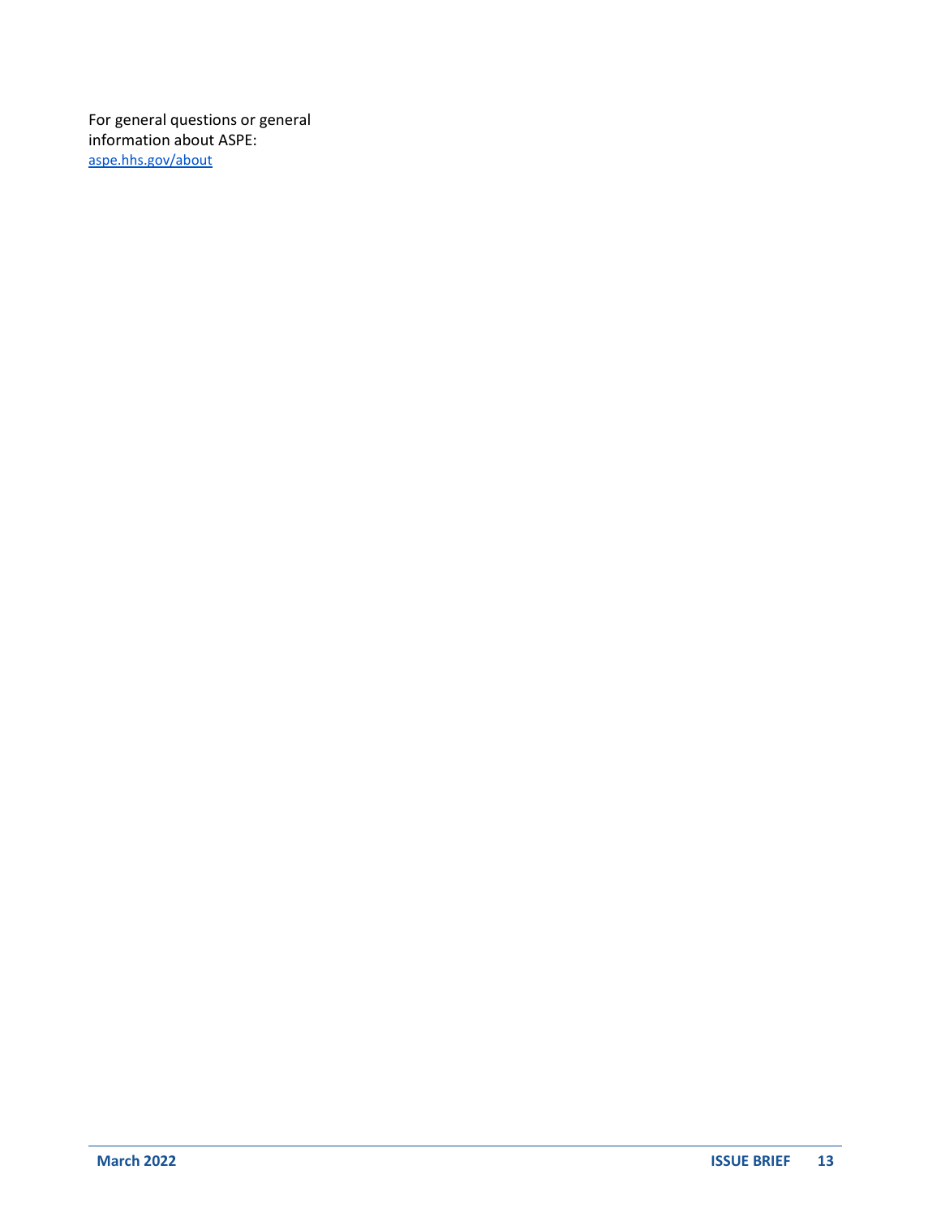For general questions or general information about ASPE: [aspe.hhs.gov/about](https://aspe.hhs.gov/about)